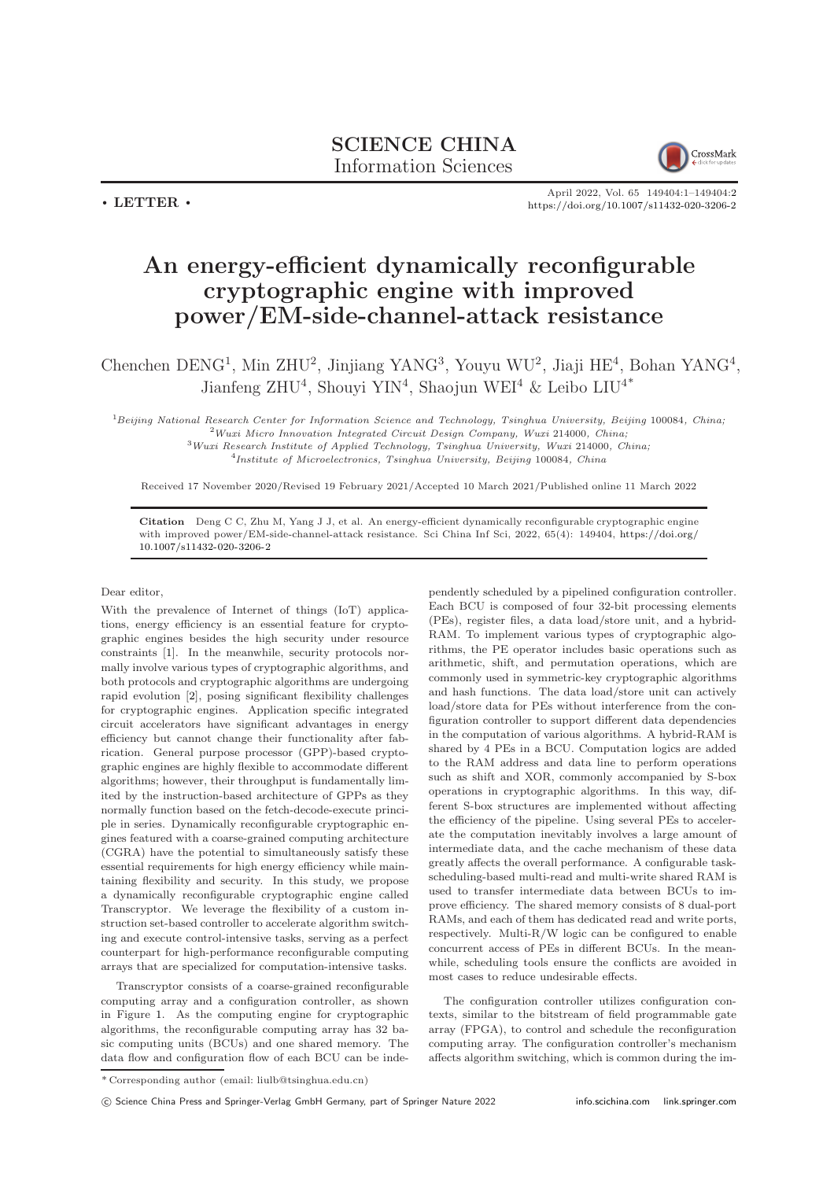**SCIENCE CHINA**
Information Sciences

• **LETTER** •

April 2022, Vol. 65 149404:1–149404:2
https://doi.org/10.1007/s11432-020-3206-2

# An energy-efficient dynamically reconfigurable cryptographic engine with improved power/EM-side-channel-attack resistance

Chenchen DENG[1], Min ZHU[2], Jinjiang YANG[3], Youyu WU[2], Jiaji HE[4], Bohan YANG[4], Jianfeng ZHU[4], Shouyi YIN[4], Shaojun WEI[4] & Leibo LIU[4*]

[1]*Beijing National Research Center for Information Science and Technology, Tsinghua University, Beijing* 100084*, China;*
[2]*Wuxi Micro Innovation Integrated Circuit Design Company, Wuxi* 214000*, China;*
[3]*Wuxi Research Institute of Applied Technology, Tsinghua University, Wuxi* 214000*, China;*
[4]*Institute of Microelectronics, Tsinghua University, Beijing* 100084*, China*

Received 17 November 2020/Revised 19 February 2021/Accepted 10 March 2021/Published online 11 March 2022

**Citation** Deng C C, Zhu M, Yang J J, et al. An energy-efficient dynamically reconfigurable cryptographic engine with improved power/EM-side-channel-attack resistance. Sci China Inf Sci, 2022, 65(4): 149404, https://doi.org/10.1007/s11432-020-3206-2

Dear editor,

With the prevalence of Internet of things (IoT) applications, energy efficiency is an essential feature for cryptographic engines besides the high security under resource constraints [1]. In the meanwhile, security protocols normally involve various types of cryptographic algorithms, and both protocols and cryptographic algorithms are undergoing rapid evolution [2], posing significant flexibility challenges for cryptographic engines. Application specific integrated circuit accelerators have significant advantages in energy efficiency but cannot change their functionality after fabrication. General purpose processor (GPP)-based cryptographic engines are highly flexible to accommodate different algorithms; however, their throughput is fundamentally limited by the instruction-based architecture of GPPs as they normally function based on the fetch-decode-execute principle in series. Dynamically reconfigurable cryptographic engines featured with a coarse-grained computing architecture (CGRA) have the potential to simultaneously satisfy these essential requirements for high energy efficiency while maintaining flexibility and security. In this study, we propose a dynamically reconfigurable cryptographic engine called Transcryptor. We leverage the flexibility of a custom instruction set-based controller to accelerate algorithm switching and execute control-intensive tasks, serving as a perfect counterpart for high-performance reconfigurable computing arrays that are specialized for computation-intensive tasks.

Transcryptor consists of a coarse-grained reconfigurable computing array and a configuration controller, as shown in Figure 1. As the computing engine for cryptographic algorithms, the reconfigurable computing array has 32 basic computing units (BCUs) and one shared memory. The data flow and configuration flow of each BCU can be independently scheduled by a pipelined configuration controller. Each BCU is composed of four 32-bit processing elements (PEs), register files, a data load/store unit, and a hybrid-RAM. To implement various types of cryptographic algorithms, the PE operator includes basic operations such as arithmetic, shift, and permutation operations, which are commonly used in symmetric-key cryptographic algorithms and hash functions. The data load/store unit can actively load/store data for PEs without interference from the configuration controller to support different data dependencies in the computation of various algorithms. A hybrid-RAM is shared by 4 PEs in a BCU. Computation logics are added to the RAM address and data line to perform operations such as shift and XOR, commonly accompanied by S-box operations in cryptographic algorithms. In this way, different S-box structures are implemented without affecting the efficiency of the pipeline. Using several PEs to accelerate the computation inevitably involves a large amount of intermediate data, and the cache mechanism of these data greatly affects the overall performance. A configurable task-scheduling-based multi-read and multi-write shared RAM is used to transfer intermediate data between BCUs to improve efficiency. The shared memory consists of 8 dual-port RAMs, and each of them has dedicated read and write ports, respectively. Multi-R/W logic can be configured to enable concurrent access of PEs in different BCUs. In the meanwhile, scheduling tools ensure the conflicts are avoided in most cases to reduce undesirable effects.

The configuration controller utilizes configuration contexts, similar to the bitstream of field programmable gate array (FPGA), to control and schedule the reconfiguration computing array. The configuration controller's mechanism affects algorithm switching, which is common during the im-

\* Corresponding author (email: liulb@tsinghua.edu.cn)

© Science China Press and Springer-Verlag GmbH Germany, part of Springer Nature 2022 info.scichina.com link.springer.com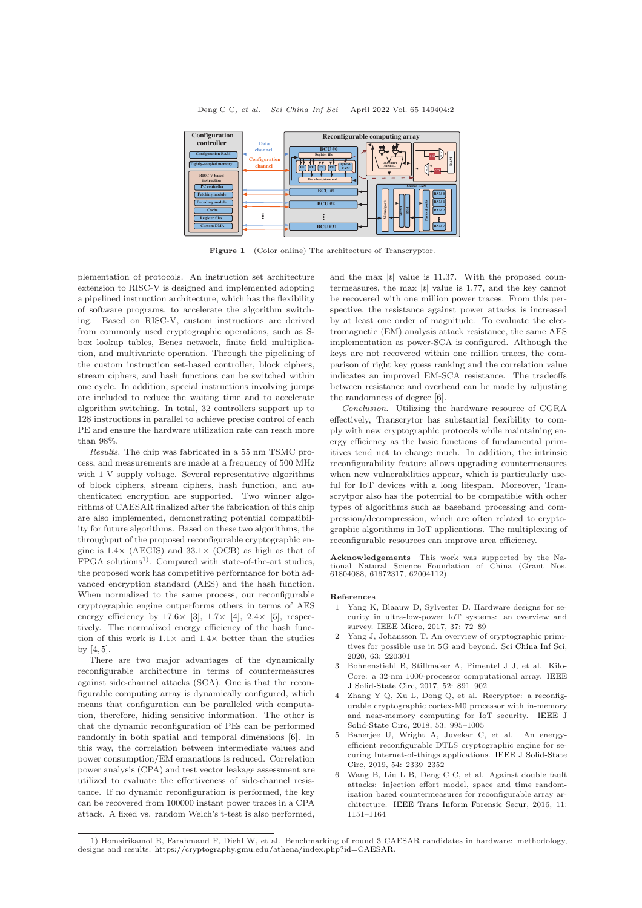Figure 1 (Color online) The architecture of Transcryptor.

plementation of protocols. An instruction set architecture extension to RISC-V is designed and implemented adopting a pipelined instruction architecture, which has the flexibility of software programs, to accelerate the algorithm switching. Based on RISC-V, custom instructions are derived from commonly used cryptographic operations, such as S-box lookup tables, Benes network, finite field multiplication, and multivariate operation. Through the pipelining of the custom instruction set-based controller, block ciphers, stream ciphers, and hash functions can be switched within one cycle. In addition, special instructions involving jumps are included to reduce the waiting time and to accelerate algorithm switching. In total, 32 controllers support up to 128 instructions in parallel to achieve precise control of each PE and ensure the hardware utilization rate can reach more than 98%.

*Results*. The chip was fabricated in a 55 nm TSMC process, and measurements are made at a frequency of 500 MHz with 1 V supply voltage. Several representative algorithms of block ciphers, stream ciphers, hash function, and authenticated encryption are supported. Two winner algorithms of CAESAR finalized after the fabrication of this chip are also implemented, demonstrating potential compatibility for future algorithms. Based on these two algorithms, the throughput of the proposed reconfigurable cryptographic engine is 1.4× (AEGIS) and 33.1× (OCB) as high as that of FPGA solutions[1)]. Compared with state-of-the-art studies, the proposed work has competitive performance for both advanced encryption standard (AES) and the hash function. When normalized to the same process, our reconfigurable cryptographic engine outperforms others in terms of AES energy efficiency by 17.6× [3], 1.7× [4], 2.4× [5], respectively. The normalized energy efficiency of the hash function of this work is 1.1× and 1.4× better than the studies by [4, 5].

There are two major advantages of the dynamically reconfigurable architecture in terms of countermeasures against side-channel attacks (SCA). One is that the reconfigurable computing array is dynamically configured, which means that configuration can be paralleled with computation, therefore, hiding sensitive information. The other is that the dynamic reconfiguration of PEs can be performed randomly in both spatial and temporal dimensions [6]. In this way, the correlation between intermediate values and power consumption/EM emanations is reduced. Correlation power analysis (CPA) and test vector leakage assessment are utilized to evaluate the effectiveness of side-channel resistance. If no dynamic reconfiguration is performed, the key can be recovered from 100000 instant power traces in a CPA attack. A fixed vs. random Welch's t-test is also performed, and the max $|t|$ value is 11.37. With the proposed countermeasures, the max $|t|$ value is 1.77, and the key cannot be recovered with one million power traces. From this perspective, the resistance against power attacks is increased by at least one order of magnitude. To evaluate the electromagnetic (EM) analysis attack resistance, the same AES implementation as power-SCA is configured. Although the keys are not recovered within one million traces, the comparison of right key guess ranking and the correlation value indicates an improved EM-SCA resistance. The tradeoffs between resistance and overhead can be made by adjusting the randomness of degree [6].

*Conclusion*. Utilizing the hardware resource of CGRA effectively, Transcrytor has substantial flexibility to comply with new cryptographic protocols while maintaining energy efficiency as the basic functions of fundamental primitives tend not to change much. In addition, the intrinsic reconfigurability feature allows upgrading countermeasures when new vulnerabilities appear, which is particularly useful for IoT devices with a long lifespan. Moreover, Transcrytpor also has the potential to be compatible with other types of algorithms such as baseband processing and compression/decompression, which are often related to cryptographic algorithms in IoT applications. The multiplexing of reconfigurable resources can improve area efficiency.

**Acknowledgements** This work was supported by the National Natural Science Foundation of China (Grant Nos. 61804088, 61672317, 62004112).

## References

1. Yang K, Blaauw D, Sylvester D. Hardware designs for security in ultra-low-power IoT systems: an overview and survey. IEEE Micro, 2017, 37: 72–89
2. Yang J, Johansson T. An overview of cryptographic primitives for possible use in 5G and beyond. Sci China Inf Sci, 2020, 63: 220301
3. Bohnenstiehl B, Stillmaker A, Pimentel J J, et al. Kilo-Core: a 32-nm 1000-processor computational array. IEEE J Solid-State Circ, 2017, 52: 891–902
4. Zhang Y Q, Xu L, Dong Q, et al. Recryptor: a reconfigurable cryptographic cortex-M0 processor with in-memory and near-memory computing for IoT security. IEEE J Solid-State Circ, 2018, 53: 995–1005
5. Banerjee U, Wright A, Juvekar C, et al. An energy-efficient reconfigurable DTLS cryptographic engine for securing Internet-of-things applications. IEEE J Solid-State Circ, 2019, 54: 2339–2352
6. Wang B, Liu L B, Deng C C, et al. Against double fault attacks: injection effort model, space and time randomization based countermeasures for reconfigurable array architecture. IEEE Trans Inform Forensic Secur, 2016, 11: 1151–1164

1) Homsirikamol E, Farahmand F, Diehl W, et al. Benchmarking of round 3 CAESAR candidates in hardware: methodology, designs and results. https://cryptography.gmu.edu/athena/index.php?id=CAESAR.